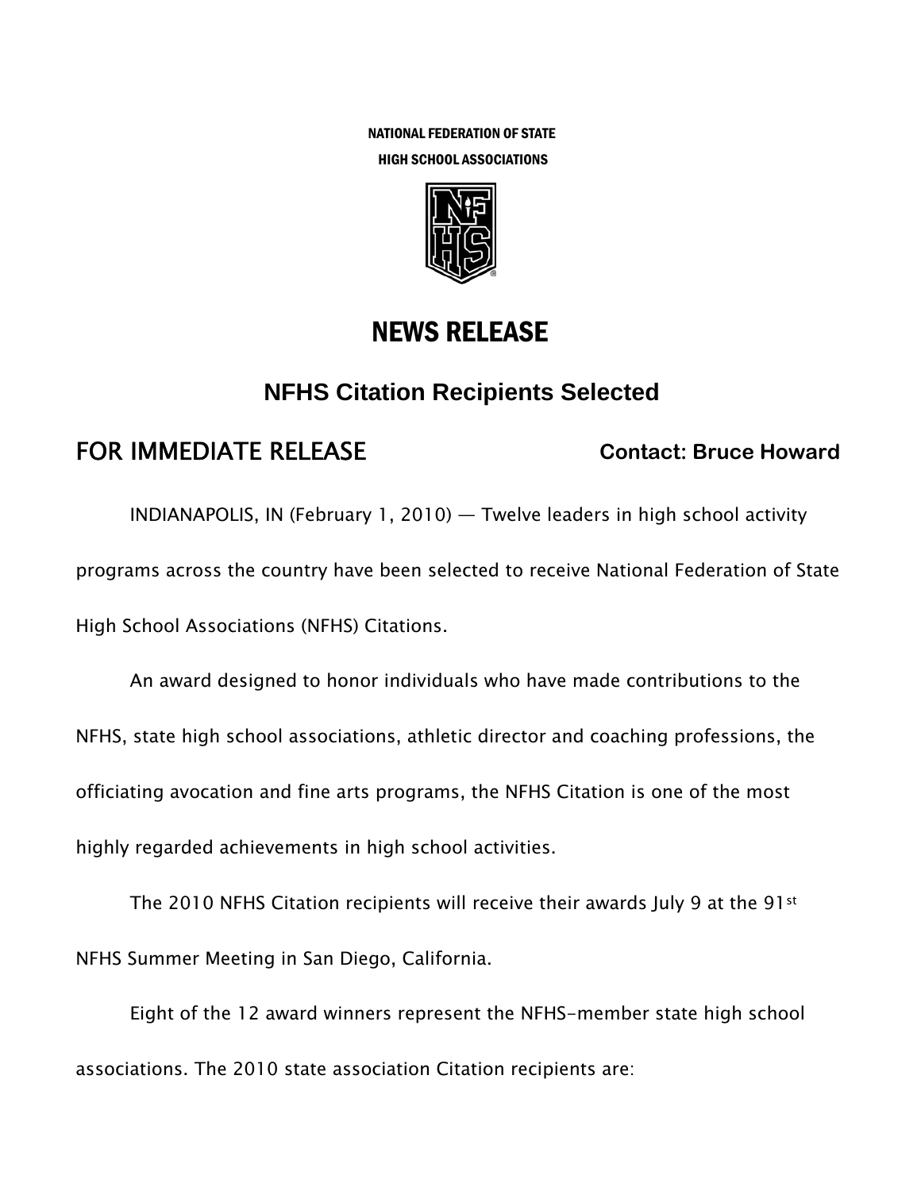NATIONAL FEDERATION OF STATE
HIGH SCHOOL ASSOCIATIONS

# NEWS RELEASE

## NFHS Citation Recipients Selected

**FOR IMMEDIATE RELEASE** **Contact: Bruce Howard**

INDIANAPOLIS, IN (February 1, 2010) — Twelve leaders in high school activity programs across the country have been selected to receive National Federation of State High School Associations (NFHS) Citations.

An award designed to honor individuals who have made contributions to the NFHS, state high school associations, athletic director and coaching professions, the officiating avocation and fine arts programs, the NFHS Citation is one of the most highly regarded achievements in high school activities.

The 2010 NFHS Citation recipients will receive their awards July 9 at the 91st NFHS Summer Meeting in San Diego, California.

Eight of the 12 award winners represent the NFHS-member state high school associations. The 2010 state association Citation recipients are: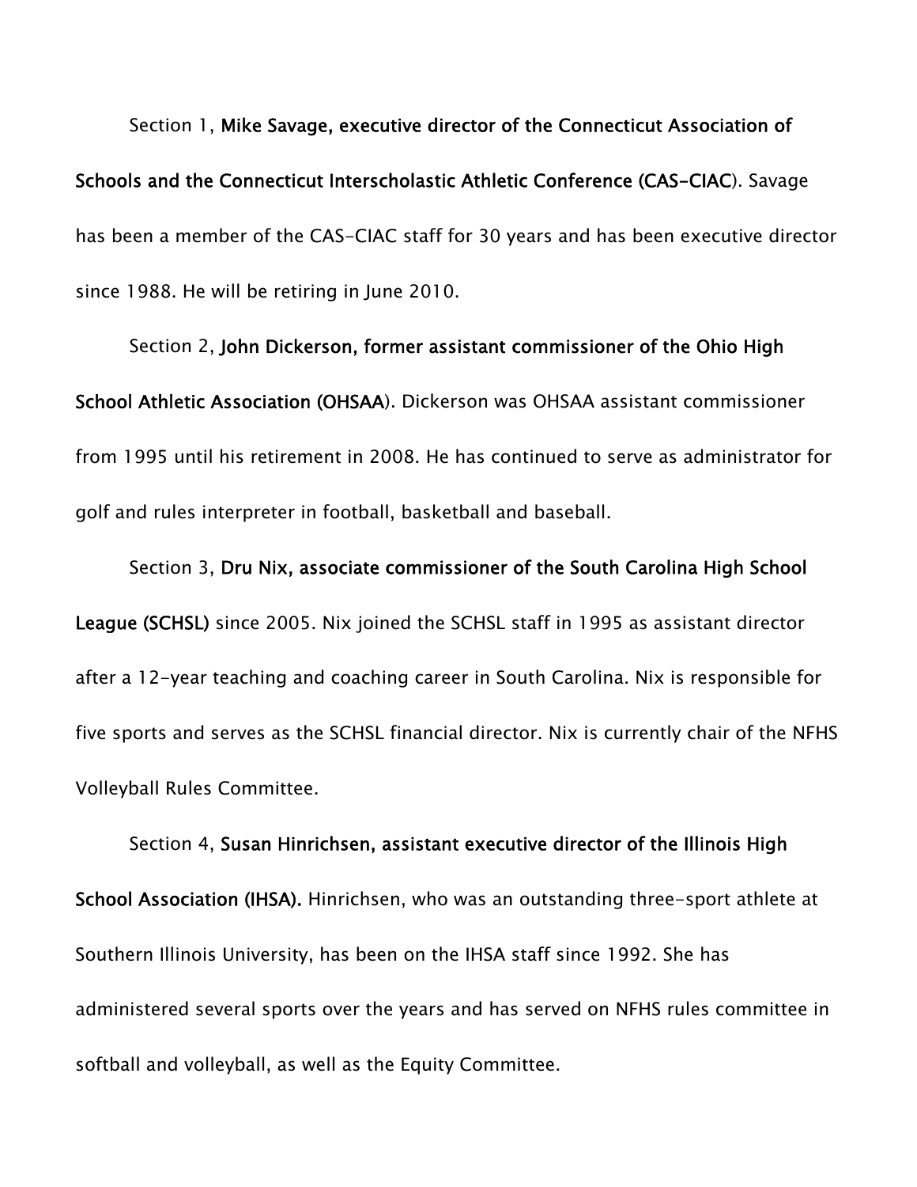Section 1, **Mike Savage, executive director of the Connecticut Association of Schools and the Connecticut Interscholastic Athletic Conference (CAS-CIAC**). Savage has been a member of the CAS-CIAC staff for 30 years and has been executive director since 1988. He will be retiring in June 2010.

Section 2, **John Dickerson, former assistant commissioner of the Ohio High School Athletic Association (OHSAA**). Dickerson was OHSAA assistant commissioner from 1995 until his retirement in 2008. He has continued to serve as administrator for golf and rules interpreter in football, basketball and baseball.

Section 3, **Dru Nix, associate commissioner of the South Carolina High School League (SCHSL)** since 2005. Nix joined the SCHSL staff in 1995 as assistant director after a 12-year teaching and coaching career in South Carolina. Nix is responsible for five sports and serves as the SCHSL financial director. Nix is currently chair of the NFHS Volleyball Rules Committee.

Section 4, **Susan Hinrichsen, assistant executive director of the Illinois High School Association (IHSA).** Hinrichsen, who was an outstanding three-sport athlete at Southern Illinois University, has been on the IHSA staff since 1992. She has administered several sports over the years and has served on NFHS rules committee in softball and volleyball, as well as the Equity Committee.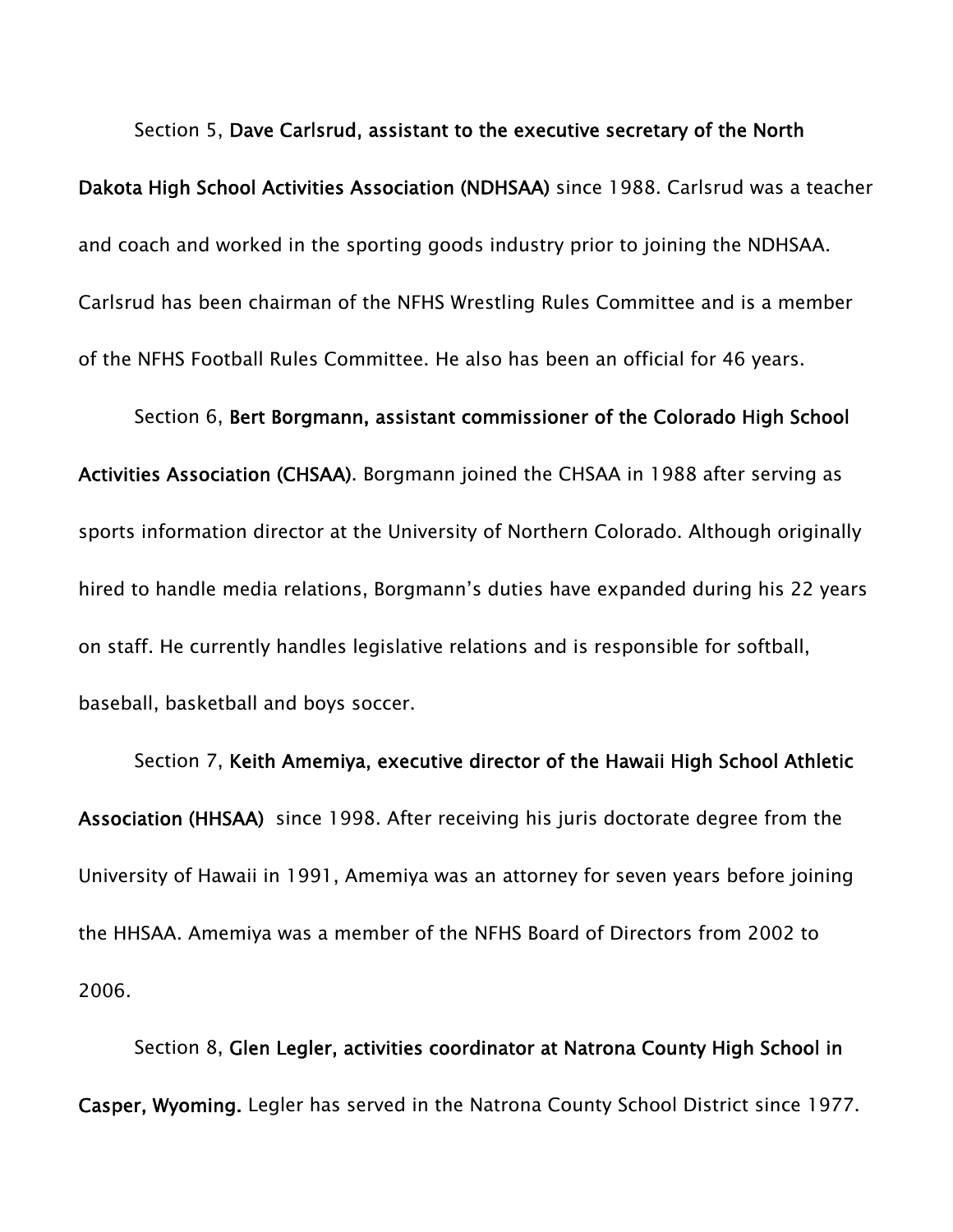Section 5, **Dave Carlsrud, assistant to the executive secretary of the North Dakota High School Activities Association (NDHSAA)** since 1988. Carlsrud was a teacher and coach and worked in the sporting goods industry prior to joining the NDHSAA. Carlsrud has been chairman of the NFHS Wrestling Rules Committee and is a member of the NFHS Football Rules Committee. He also has been an official for 46 years.

Section 6, **Bert Borgmann, assistant commissioner of the Colorado High School Activities Association (CHSAA)**. Borgmann joined the CHSAA in 1988 after serving as sports information director at the University of Northern Colorado. Although originally hired to handle media relations, Borgmann's duties have expanded during his 22 years on staff. He currently handles legislative relations and is responsible for softball, baseball, basketball and boys soccer.

Section 7, **Keith Amemiya, executive director of the Hawaii High School Athletic Association (HHSAA)** since 1998. After receiving his juris doctorate degree from the University of Hawaii in 1991, Amemiya was an attorney for seven years before joining the HHSAA. Amemiya was a member of the NFHS Board of Directors from 2002 to 2006.

Section 8, **Glen Legler, activities coordinator at Natrona County High School in Casper, Wyoming.** Legler has served in the Natrona County School District since 1977.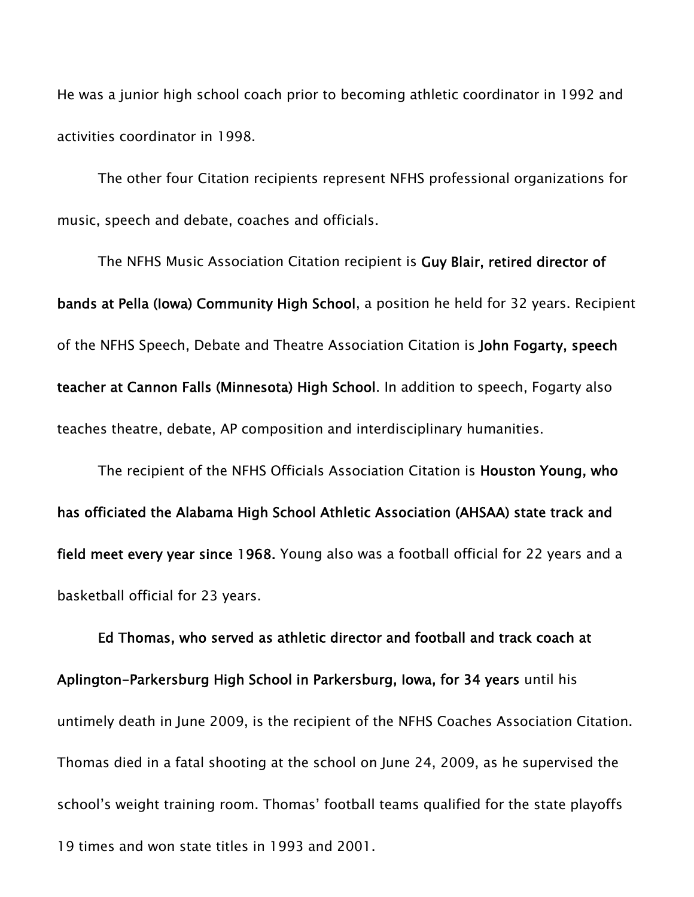He was a junior high school coach prior to becoming athletic coordinator in 1992 and activities coordinator in 1998.

The other four Citation recipients represent NFHS professional organizations for music, speech and debate, coaches and officials.

The NFHS Music Association Citation recipient is **Guy Blair, retired director of bands at Pella (Iowa) Community High School**, a position he held for 32 years. Recipient of the NFHS Speech, Debate and Theatre Association Citation is **John Fogarty, speech teacher at Cannon Falls (Minnesota) High School**. In addition to speech, Fogarty also teaches theatre, debate, AP composition and interdisciplinary humanities.

The recipient of the NFHS Officials Association Citation is **Houston Young, who has officiated the Alabama High School Athletic Association (AHSAA) state track and field meet every year since 1968.** Young also was a football official for 22 years and a basketball official for 23 years.

**Ed Thomas, who served as athletic director and football and track coach at Aplington-Parkersburg High School in Parkersburg, Iowa, for 34 years** until his untimely death in June 2009, is the recipient of the NFHS Coaches Association Citation. Thomas died in a fatal shooting at the school on June 24, 2009, as he supervised the school's weight training room. Thomas' football teams qualified for the state playoffs 19 times and won state titles in 1993 and 2001.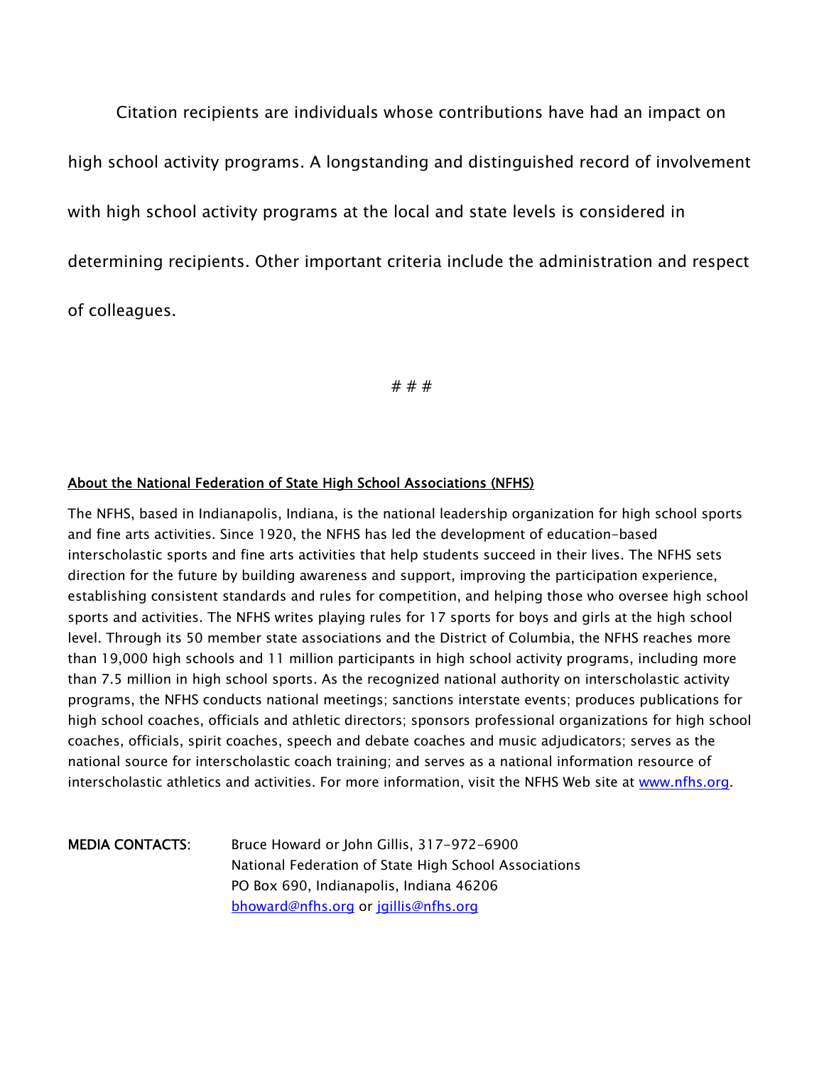Citation recipients are individuals whose contributions have had an impact on high school activity programs. A longstanding and distinguished record of involvement with high school activity programs at the local and state levels is considered in determining recipients. Other important criteria include the administration and respect of colleagues.

# # #

**About the National Federation of State High School Associations (NFHS)**

The NFHS, based in Indianapolis, Indiana, is the national leadership organization for high school sports and fine arts activities. Since 1920, the NFHS has led the development of education-based interscholastic sports and fine arts activities that help students succeed in their lives. The NFHS sets direction for the future by building awareness and support, improving the participation experience, establishing consistent standards and rules for competition, and helping those who oversee high school sports and activities. The NFHS writes playing rules for 17 sports for boys and girls at the high school level. Through its 50 member state associations and the District of Columbia, the NFHS reaches more than 19,000 high schools and 11 million participants in high school activity programs, including more than 7.5 million in high school sports. As the recognized national authority on interscholastic activity programs, the NFHS conducts national meetings; sanctions interstate events; produces publications for high school coaches, officials and athletic directors; sponsors professional organizations for high school coaches, officials, spirit coaches, speech and debate coaches and music adjudicators; serves as the national source for interscholastic coach training; and serves as a national information resource of interscholastic athletics and activities. For more information, visit the NFHS Web site at www.nfhs.org.

**MEDIA CONTACTS:** Bruce Howard or John Gillis, 317-972-6900
National Federation of State High School Associations
PO Box 690, Indianapolis, Indiana 46206
bhoward@nfhs.org or jgillis@nfhs.org